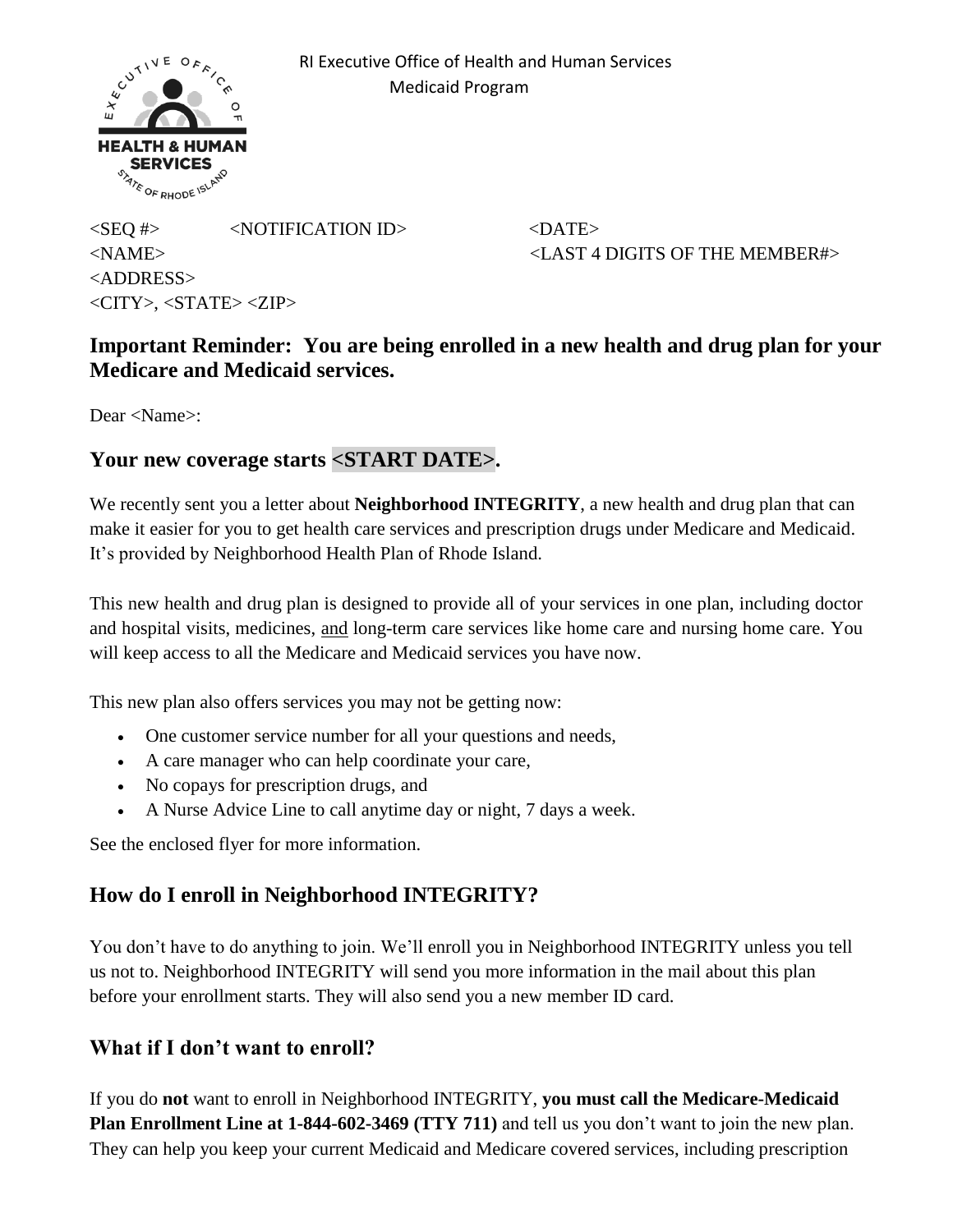RI Executive Office of Health and Human Services
Medicaid Program

<SEQ #> <NOTIFICATION ID> <DATE>
<NAME> <LAST 4 DIGITS OF THE MEMBER#>
<ADDRESS>
<CITY>, <STATE> <ZIP>

## Important Reminder: You are being enrolled in a new health and drug plan for your Medicare and Medicaid services.

Dear <Name>:

## Your new coverage starts <START DATE>.

We recently sent you a letter about **Neighborhood INTEGRITY**, a new health and drug plan that can make it easier for you to get health care services and prescription drugs under Medicare and Medicaid. It's provided by Neighborhood Health Plan of Rhode Island.

This new health and drug plan is designed to provide all of your services in one plan, including doctor and hospital visits, medicines, and long-term care services like home care and nursing home care. You will keep access to all the Medicare and Medicaid services you have now.

This new plan also offers services you may not be getting now:

- One customer service number for all your questions and needs,
- A care manager who can help coordinate your care,
- No copays for prescription drugs, and
- A Nurse Advice Line to call anytime day or night, 7 days a week.

See the enclosed flyer for more information.

## How do I enroll in Neighborhood INTEGRITY?

You don't have to do anything to join. We'll enroll you in Neighborhood INTEGRITY unless you tell us not to. Neighborhood INTEGRITY will send you more information in the mail about this plan before your enrollment starts. They will also send you a new member ID card.

## What if I don't want to enroll?

If you do **not** want to enroll in Neighborhood INTEGRITY, **you must call the Medicare-Medicaid Plan Enrollment Line at 1-844-602-3469 (TTY 711)** and tell us you don't want to join the new plan. They can help you keep your current Medicaid and Medicare covered services, including prescription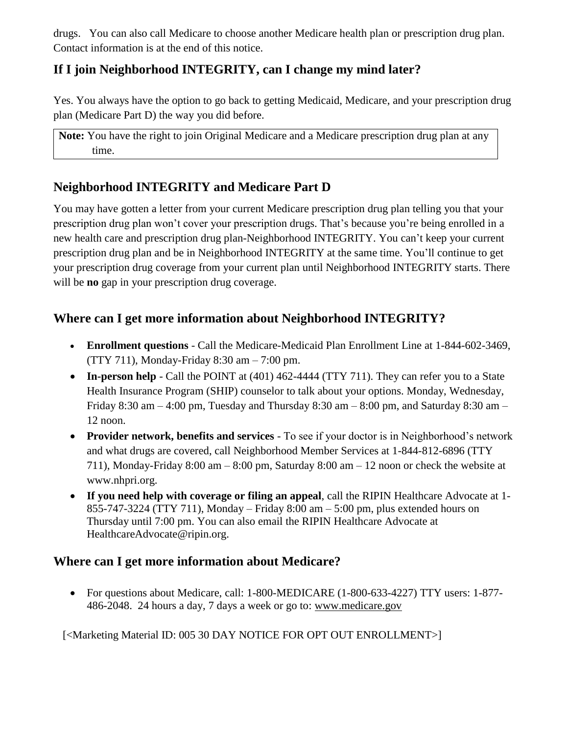drugs. You can also call Medicare to choose another Medicare health plan or prescription drug plan. Contact information is at the end of this notice.

## If I join Neighborhood INTEGRITY, can I change my mind later?

Yes. You always have the option to go back to getting Medicaid, Medicare, and your prescription drug plan (Medicare Part D) the way you did before.

**Note:** You have the right to join Original Medicare and a Medicare prescription drug plan at any time.

## Neighborhood INTEGRITY and Medicare Part D

You may have gotten a letter from your current Medicare prescription drug plan telling you that your prescription drug plan won't cover your prescription drugs. That's because you're being enrolled in a new health care and prescription drug plan-Neighborhood INTEGRITY. You can't keep your current prescription drug plan and be in Neighborhood INTEGRITY at the same time. You'll continue to get your prescription drug coverage from your current plan until Neighborhood INTEGRITY starts. There will be **no** gap in your prescription drug coverage.

## Where can I get more information about Neighborhood INTEGRITY?

- **Enrollment questions** - Call the Medicare-Medicaid Plan Enrollment Line at 1-844-602-3469, (TTY 711), Monday-Friday 8:30 am – 7:00 pm.
- **In-person help** - Call the POINT at (401) 462-4444 (TTY 711). They can refer you to a State Health Insurance Program (SHIP) counselor to talk about your options. Monday, Wednesday, Friday 8:30 am – 4:00 pm, Tuesday and Thursday 8:30 am – 8:00 pm, and Saturday 8:30 am – 12 noon.
- **Provider network, benefits and services** - To see if your doctor is in Neighborhood's network and what drugs are covered, call Neighborhood Member Services at 1-844-812-6896 (TTY 711), Monday-Friday 8:00 am – 8:00 pm, Saturday 8:00 am – 12 noon or check the website at www.nhpri.org.
- **If you need help with coverage or filing an appeal**, call the RIPIN Healthcare Advocate at 1-855-747-3224 (TTY 711), Monday – Friday 8:00 am – 5:00 pm, plus extended hours on Thursday until 7:00 pm. You can also email the RIPIN Healthcare Advocate at HealthcareAdvocate@ripin.org.

## Where can I get more information about Medicare?

- For questions about Medicare, call: 1-800-MEDICARE (1-800-633-4227) TTY users: 1-877-486-2048. 24 hours a day, 7 days a week or go to: www.medicare.gov

[<Marketing Material ID: 005 30 DAY NOTICE FOR OPT OUT ENROLLMENT>]